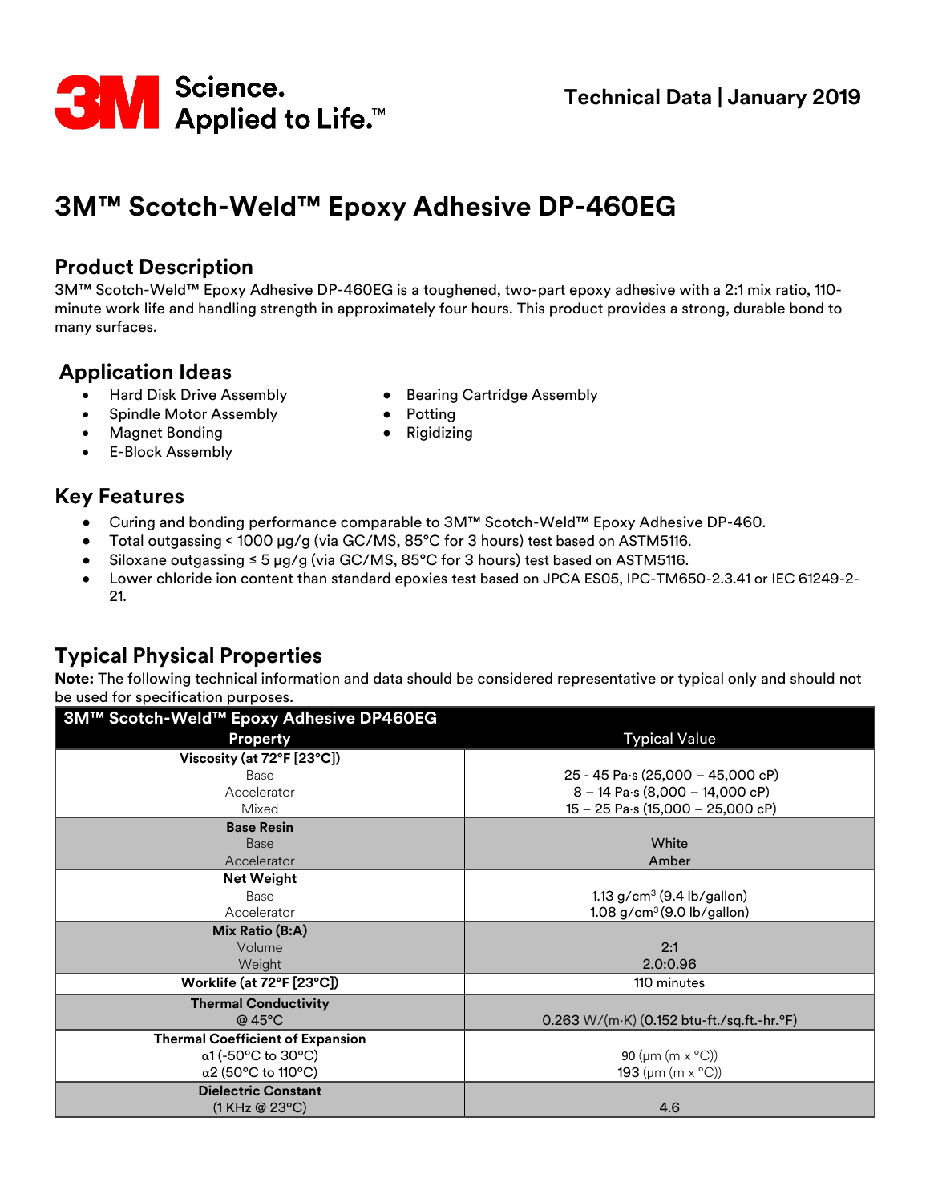3M Science. Applied to Life.™

Technical Data | January 2019

# 3M™ Scotch-Weld™ Epoxy Adhesive DP-460EG

## Product Description

3M™ Scotch-Weld™ Epoxy Adhesive DP-460EG is a toughened, two-part epoxy adhesive with a 2:1 mix ratio, 110-minute work life and handling strength in approximately four hours. This product provides a strong, durable bond to many surfaces.

## Application Ideas

- Hard Disk Drive Assembly
- Spindle Motor Assembly
- Magnet Bonding
- E-Block Assembly
- Bearing Cartridge Assembly
- Potting
- Rigidizing

## Key Features

- Curing and bonding performance comparable to 3M™ Scotch-Weld™ Epoxy Adhesive DP-460.
- Total outgassing < 1000 µg/g (via GC/MS, 85°C for 3 hours) test based on ASTM5116.
- Siloxane outgassing ≤ 5 µg/g (via GC/MS, 85°C for 3 hours) test based on ASTM5116.
- Lower chloride ion content than standard epoxies test based on JPCA ES05, IPC-TM650-2.3.41 or IEC 61249-2-21.

## Typical Physical Properties

**Note:** The following technical information and data should be considered representative or typical only and should not be used for specification purposes.

| 3M™ Scotch-Weld™ Epoxy Adhesive DP460EG<br>Property | Typical Value |
|---|---|
| **Viscosity (at 72°F [23°C])** | |
| Base | 25 - 45 Pa·s (25,000 – 45,000 cP) |
| Accelerator | 8 – 14 Pa·s (8,000 – 14,000 cP) |
| Mixed | 15 – 25 Pa·s (15,000 – 25,000 cP) |
| **Base Resin** | |
| Base | White |
| Accelerator | Amber |
| **Net Weight** | |
| Base | 1.13 g/cm³ (9.4 lb/gallon) |
| Accelerator | 1.08 g/cm³ (9.0 lb/gallon) |
| **Mix Ratio (B:A)** | |
| Volume | 2:1 |
| Weight | 2.0:0.96 |
| **Worklife (at 72°F [23°C])** | 110 minutes |
| **Thermal Conductivity**<br>@ 45°C | 0.263 W/(m·K) (0.152 btu-ft./sq.ft.-hr.°F) |
| **Thermal Coefficient of Expansion** | |
| α1 (-50°C to 30°C) | 90 (µm (m x °C)) |
| α2 (50°C to 110°C) | 193 (µm (m x °C)) |
| **Dielectric Constant**<br>(1 KHz @ 23°C) | 4.6 |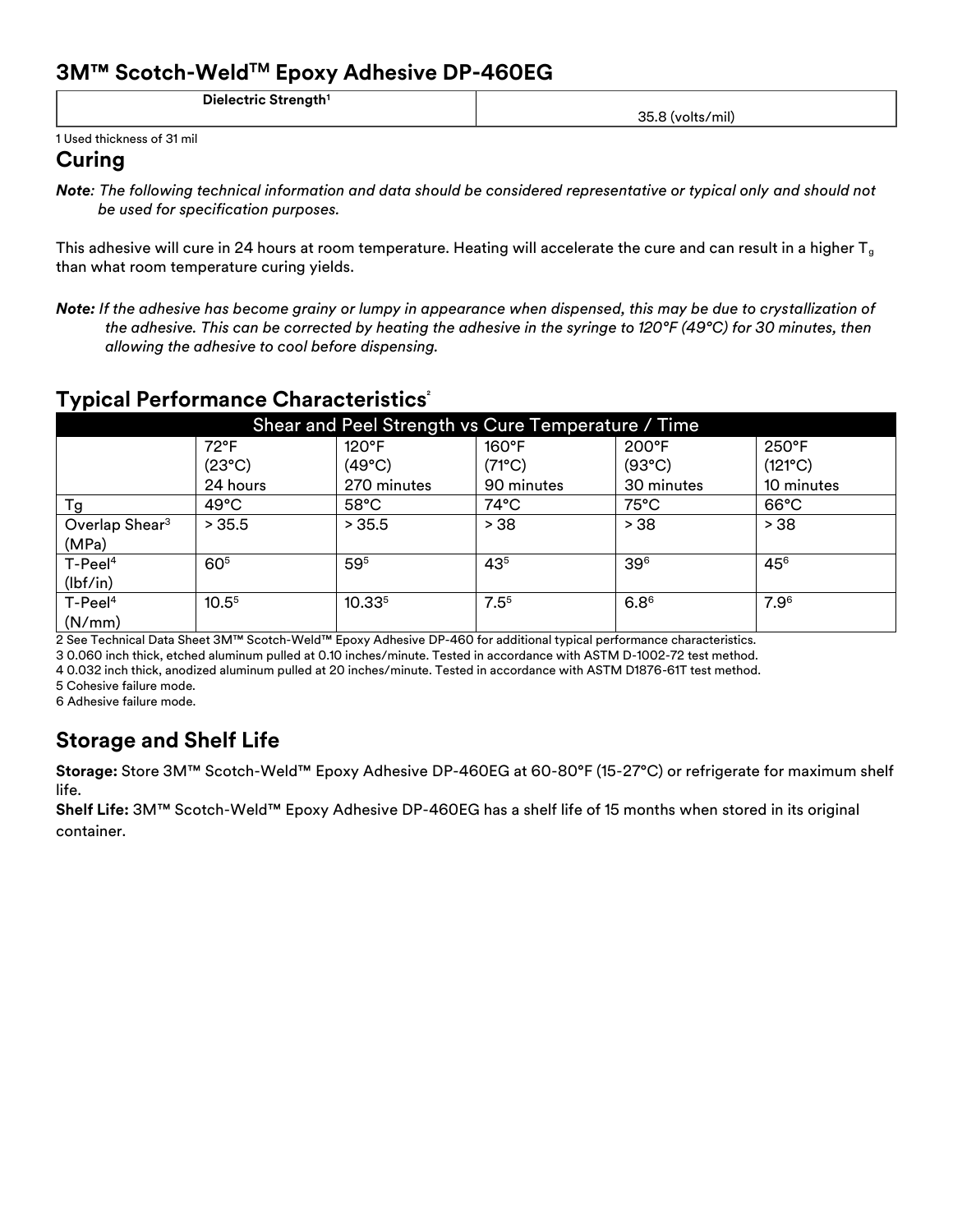# 3M™ Scotch-Weld™ Epoxy Adhesive DP-460EG

| **Dielectric Strength**[1] | 35.8 (volts/mil) |
| --- | --- |

1 Used thickness of 31 mil

## Curing

***Note**: The following technical information and data should be considered representative or typical only and should not be used for specification purposes.*

This adhesive will cure in 24 hours at room temperature. Heating will accelerate the cure and can result in a higher $T_g$ than what room temperature curing yields.

***Note:** If the adhesive has become grainy or lumpy in appearance when dispensed, this may be due to crystallization of the adhesive. This can be corrected by heating the adhesive in the syringe to 120°F (49°C) for 30 minutes, then allowing the adhesive to cool before dispensing.*

## Typical Performance Characteristics[2]

| Shear and Peel Strength vs Cure Temperature / Time | | | | | |
| --- | --- | --- | --- | --- | --- |
| | 72°F (23°C) 24 hours | 120°F (49°C) 270 minutes | 160°F (71°C) 90 minutes | 200°F (93°C) 30 minutes | 250°F (121°C) 10 minutes |
| Tg | 49°C | 58°C | 74°C | 75°C | 66°C |
| Overlap Shear[3] (MPa) | > 35.5 | > 35.5 | > 38 | > 38 | > 38 |
| T-Peel[4] (lbf/in) | 60[5] | 59[5] | 43[5] | 39[6] | 45[6] |
| T-Peel[4] (N/mm) | 10.5[5] | 10.33[5] | 7.5[5] | 6.8[6] | 7.9[6] |

2 See Technical Data Sheet 3M™ Scotch-Weld™ Epoxy Adhesive DP-460 for additional typical performance characteristics.
3 0.060 inch thick, etched aluminum pulled at 0.10 inches/minute. Tested in accordance with ASTM D-1002-72 test method.
4 0.032 inch thick, anodized aluminum pulled at 20 inches/minute. Tested in accordance with ASTM D1876-61T test method.
5 Cohesive failure mode.
6 Adhesive failure mode.

## Storage and Shelf Life

**Storage:** Store 3M™ Scotch-Weld™ Epoxy Adhesive DP-460EG at 60-80°F (15-27°C) or refrigerate for maximum shelf life.

**Shelf Life:** 3M™ Scotch-Weld™ Epoxy Adhesive DP-460EG has a shelf life of 15 months when stored in its original container.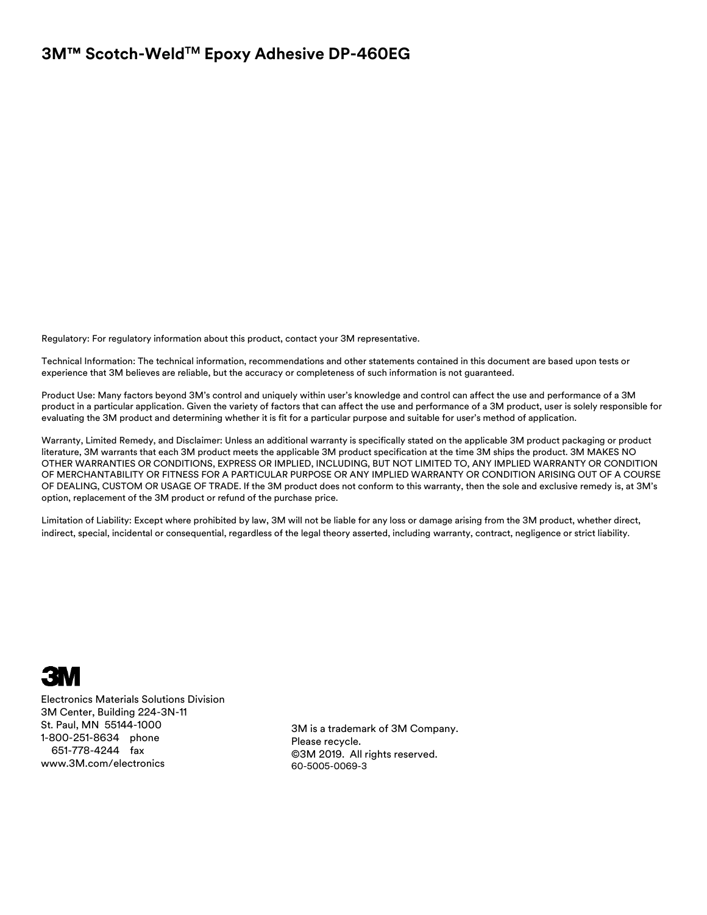# 3M™ Scotch-Weld™ Epoxy Adhesive DP-460EG

Regulatory: For regulatory information about this product, contact your 3M representative.

Technical Information: The technical information, recommendations and other statements contained in this document are based upon tests or experience that 3M believes are reliable, but the accuracy or completeness of such information is not guaranteed.

Product Use: Many factors beyond 3M's control and uniquely within user's knowledge and control can affect the use and performance of a 3M product in a particular application. Given the variety of factors that can affect the use and performance of a 3M product, user is solely responsible for evaluating the 3M product and determining whether it is fit for a particular purpose and suitable for user's method of application.

Warranty, Limited Remedy, and Disclaimer: Unless an additional warranty is specifically stated on the applicable 3M product packaging or product literature, 3M warrants that each 3M product meets the applicable 3M product specification at the time 3M ships the product. 3M MAKES NO OTHER WARRANTIES OR CONDITIONS, EXPRESS OR IMPLIED, INCLUDING, BUT NOT LIMITED TO, ANY IMPLIED WARRANTY OR CONDITION OF MERCHANTABILITY OR FITNESS FOR A PARTICULAR PURPOSE OR ANY IMPLIED WARRANTY OR CONDITION ARISING OUT OF A COURSE OF DEALING, CUSTOM OR USAGE OF TRADE. If the 3M product does not conform to this warranty, then the sole and exclusive remedy is, at 3M's option, replacement of the 3M product or refund of the purchase price.

Limitation of Liability: Except where prohibited by law, 3M will not be liable for any loss or damage arising from the 3M product, whether direct, indirect, special, incidental or consequential, regardless of the legal theory asserted, including warranty, contract, negligence or strict liability.

3M

Electronics Materials Solutions Division
3M Center, Building 224-3N-11
St. Paul, MN 55144-1000
1-800-251-8634 phone
651-778-4244 fax
www.3M.com/electronics

3M is a trademark of 3M Company.
Please recycle.
©3M 2019. All rights reserved.
60-5005-0069-3